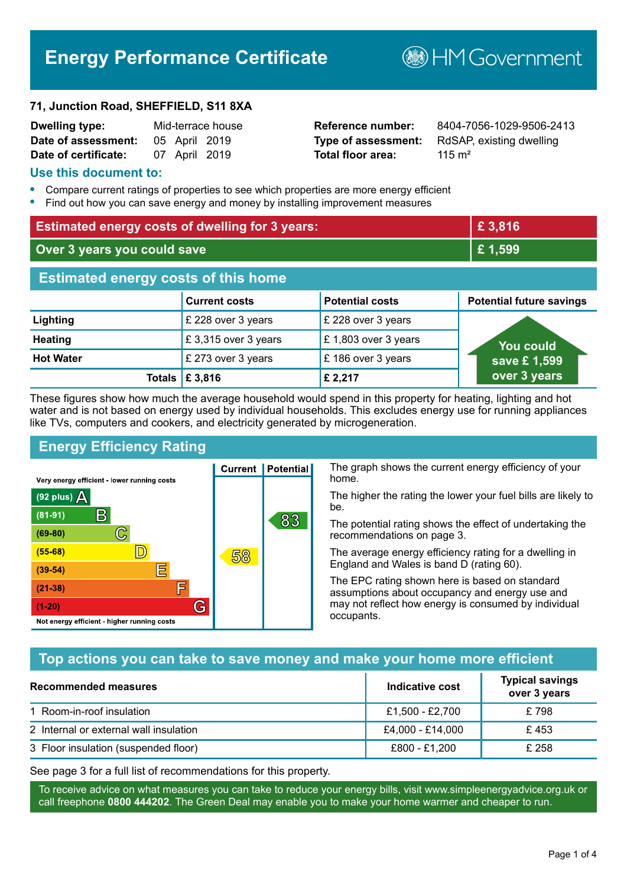# Energy Performance Certificate

HM Government

**71, Junction Road, SHEFFIELD, S11 8XA**

| | | | |
|---|---|---|---|
| **Dwelling type:** | Mid-terrace house | **Reference number:** | 8404-7056-1029-9506-2413 |
| **Date of assessment:** | 05 April 2019 | **Type of assessment:** | RdSAP, existing dwelling |
| **Date of certificate:** | 07 April 2019 | **Total floor area:** | 115 m² |

## Use this document to:

- Compare current ratings of properties to see which properties are more energy efficient
- Find out how you can save energy and money by installing improvement measures

| | |
|---|---|
| **Estimated energy costs of dwelling for 3 years:** | **£ 3,816** |
| **Over 3 years you could save** | **£ 1,599** |

## Estimated energy costs of this home

| | Current costs | Potential costs | Potential future savings |
|---|---|---|---|
| **Lighting** | £ 228 over 3 years | £ 228 over 3 years | You could save £ 1,599 over 3 years |
| **Heating** | £ 3,315 over 3 years | £ 1,803 over 3 years | |
| **Hot Water** | £ 273 over 3 years | £ 186 over 3 years | |
| **Totals** | **£ 3,816** | **£ 2,217** | |

These figures show how much the average household would spend in this property for heating, lighting and hot water and is not based on energy used by individual households. This excludes energy use for running appliances like TVs, computers and cookers, and electricity generated by microgeneration.

## Energy Efficiency Rating

| Rating | Current | Potential |
|---|---|---|
| Very energy efficient - lower running costs | | |
| (92 plus) A | | |
| (81-91) B | | 83 |
| (69-80) C | | |
| (55-68) D | 58 | |
| (39-54) E | | |
| (21-38) F | | |
| (1-20) G | | |
| Not energy efficient - higher running costs | | |

The graph shows the current energy efficiency of your home.

The higher the rating the lower your fuel bills are likely to be.

The potential rating shows the effect of undertaking the recommendations on page 3.

The average energy efficiency rating for a dwelling in England and Wales is band D (rating 60).

The EPC rating shown here is based on standard assumptions about occupancy and energy use and may not reflect how energy is consumed by individual occupants.

## Top actions you can take to save money and make your home more efficient

| Recommended measures | Indicative cost | Typical savings over 3 years |
|---|---|---|
| 1 Room-in-roof insulation | £1,500 - £2,700 | £ 798 |
| 2 Internal or external wall insulation | £4,000 - £14,000 | £ 453 |
| 3 Floor insulation (suspended floor) | £800 - £1,200 | £ 258 |

See page 3 for a full list of recommendations for this property.

To receive advice on what measures you can take to reduce your energy bills, visit www.simpleenergyadvice.org.uk or call freephone **0800 444202**. The Green Deal may enable you to make your home warmer and cheaper to run.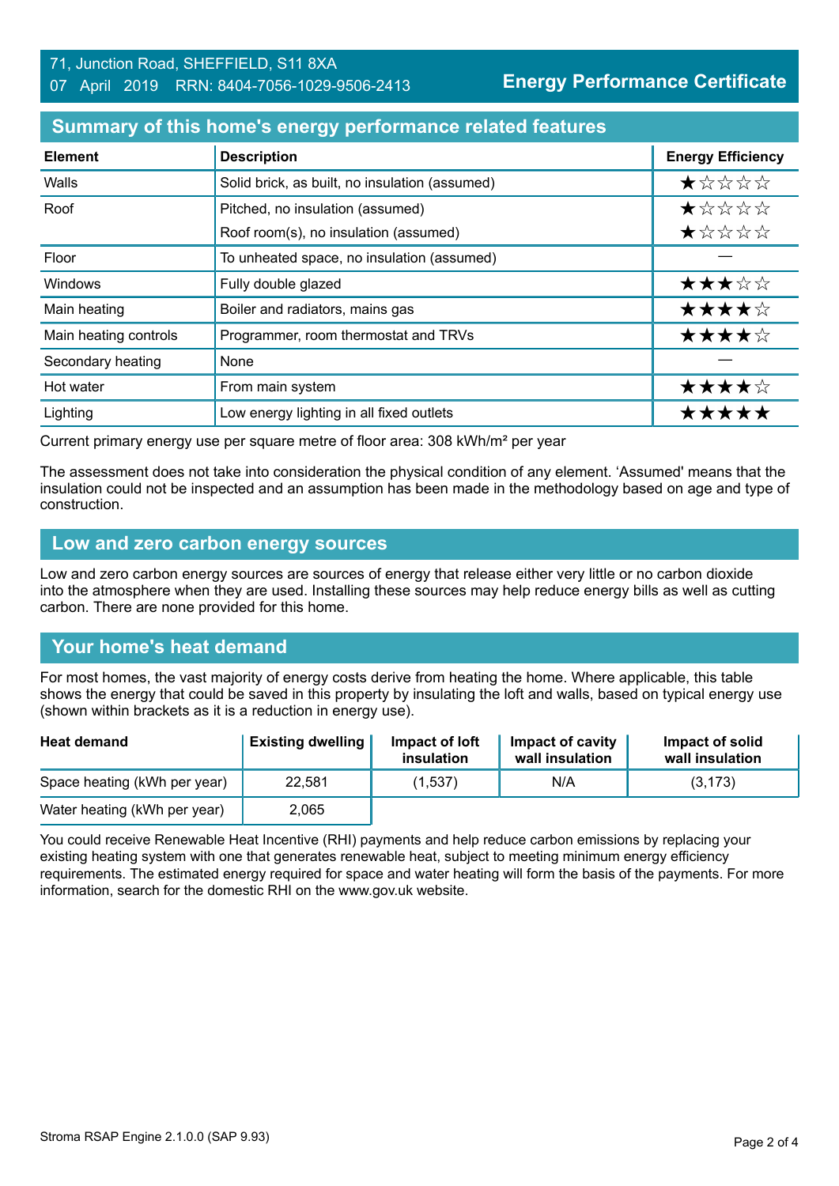71, Junction Road, SHEFFIELD, S11 8XA
07 April 2019 RRN: 8404-7056-1029-9506-2413

**Energy Performance Certificate**

## Summary of this home's energy performance related features

| Element | Description | Energy Efficiency |
|---|---|---|
| Walls | Solid brick, as built, no insulation (assumed) | ★☆☆☆☆ |
| Roof | Pitched, no insulation (assumed) | ★☆☆☆☆ |
| | Roof room(s), no insulation (assumed) | ★☆☆☆☆ |
| Floor | To unheated space, no insulation (assumed) | — |
| Windows | Fully double glazed | ★★★☆☆ |
| Main heating | Boiler and radiators, mains gas | ★★★★☆ |
| Main heating controls | Programmer, room thermostat and TRVs | ★★★★☆ |
| Secondary heating | None | — |
| Hot water | From main system | ★★★★☆ |
| Lighting | Low energy lighting in all fixed outlets | ★★★★★ |

Current primary energy use per square metre of floor area: 308 kWh/m² per year

The assessment does not take into consideration the physical condition of any element. 'Assumed' means that the insulation could not be inspected and an assumption has been made in the methodology based on age and type of construction.

## Low and zero carbon energy sources

Low and zero carbon energy sources are sources of energy that release either very little or no carbon dioxide into the atmosphere when they are used. Installing these sources may help reduce energy bills as well as cutting carbon. There are none provided for this home.

## Your home's heat demand

For most homes, the vast majority of energy costs derive from heating the home. Where applicable, this table shows the energy that could be saved in this property by insulating the loft and walls, based on typical energy use (shown within brackets as it is a reduction in energy use).

| Heat demand | Existing dwelling | Impact of loft insulation | Impact of cavity wall insulation | Impact of solid wall insulation |
|---|---|---|---|---|
| Space heating (kWh per year) | 22,581 | (1,537) | N/A | (3,173) |
| Water heating (kWh per year) | 2,065 | | | |

You could receive Renewable Heat Incentive (RHI) payments and help reduce carbon emissions by replacing your existing heating system with one that generates renewable heat, subject to meeting minimum energy efficiency requirements. The estimated energy required for space and water heating will form the basis of the payments. For more information, search for the domestic RHI on the www.gov.uk website.

Stroma RSAP Engine 2.1.0.0 (SAP 9.93)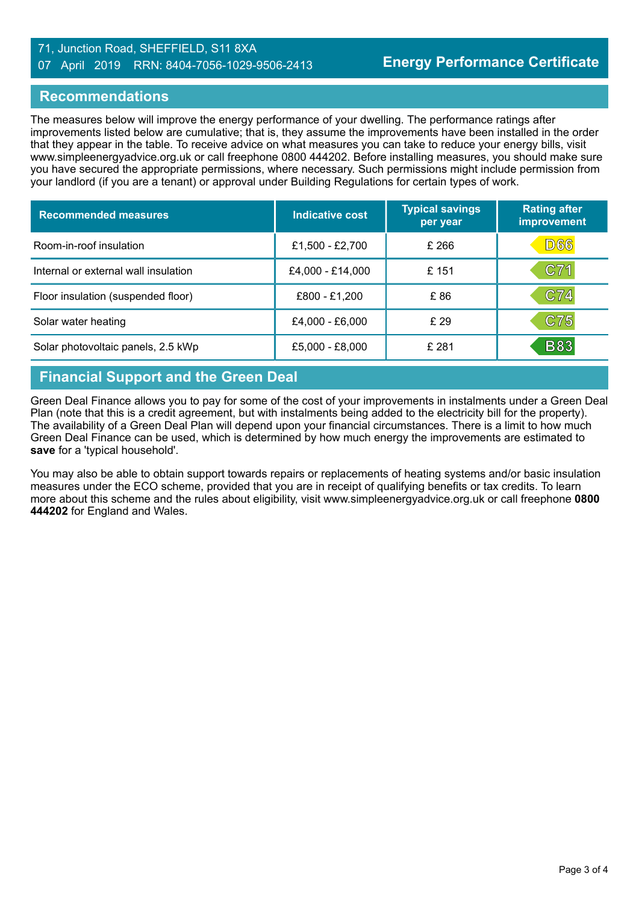71, Junction Road, SHEFFIELD, S11 8XA
07 April 2019 RRN: 8404-7056-1029-9506-2413

**Energy Performance Certificate**

## Recommendations

The measures below will improve the energy performance of your dwelling. The performance ratings after improvements listed below are cumulative; that is, they assume the improvements have been installed in the order that they appear in the table. To receive advice on what measures you can take to reduce your energy bills, visit www.simpleenergyadvice.org.uk or call freephone 0800 444202. Before installing measures, you should make sure you have secured the appropriate permissions, where necessary. Such permissions might include permission from your landlord (if you are a tenant) or approval under Building Regulations for certain types of work.

| Recommended measures | Indicative cost | Typical savings per year | Rating after improvement |
|---|---|---|---|
| Room-in-roof insulation | £1,500 - £2,700 | £ 266 | D66 |
| Internal or external wall insulation | £4,000 - £14,000 | £ 151 | C71 |
| Floor insulation (suspended floor) | £800 - £1,200 | £ 86 | C74 |
| Solar water heating | £4,000 - £6,000 | £ 29 | C75 |
| Solar photovoltaic panels, 2.5 kWp | £5,000 - £8,000 | £ 281 | B83 |

## Financial Support and the Green Deal

Green Deal Finance allows you to pay for some of the cost of your improvements in instalments under a Green Deal Plan (note that this is a credit agreement, but with instalments being added to the electricity bill for the property). The availability of a Green Deal Plan will depend upon your financial circumstances. There is a limit to how much Green Deal Finance can be used, which is determined by how much energy the improvements are estimated to **save** for a 'typical household'.

You may also be able to obtain support towards repairs or replacements of heating systems and/or basic insulation measures under the ECO scheme, provided that you are in receipt of qualifying benefits or tax credits. To learn more about this scheme and the rules about eligibility, visit www.simpleenergyadvice.org.uk or call freephone **0800 444202** for England and Wales.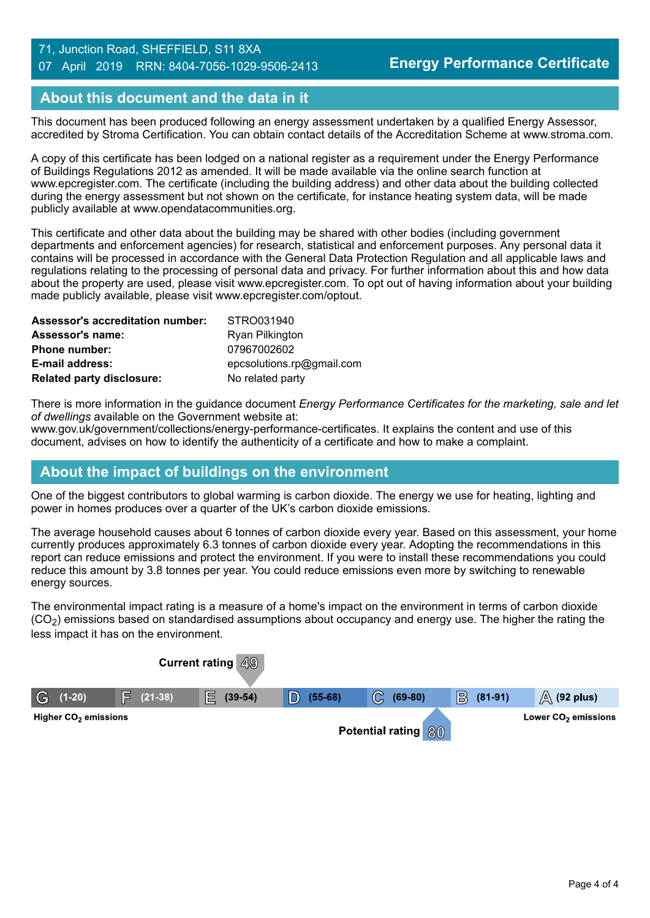71, Junction Road, SHEFFIELD, S11 8XA
07 April 2019 RRN: 8404-7056-1029-9506-2413

**Energy Performance Certificate**

## About this document and the data in it

This document has been produced following an energy assessment undertaken by a qualified Energy Assessor, accredited by Stroma Certification. You can obtain contact details of the Accreditation Scheme at www.stroma.com.

A copy of this certificate has been lodged on a national register as a requirement under the Energy Performance of Buildings Regulations 2012 as amended. It will be made available via the online search function at www.epcregister.com. The certificate (including the building address) and other data about the building collected during the energy assessment but not shown on the certificate, for instance heating system data, will be made publicly available at www.opendatacommunities.org.

This certificate and other data about the building may be shared with other bodies (including government departments and enforcement agencies) for research, statistical and enforcement purposes. Any personal data it contains will be processed in accordance with the General Data Protection Regulation and all applicable laws and regulations relating to the processing of personal data and privacy. For further information about this and how data about the property are used, please visit www.epcregister.com. To opt out of having information about your building made publicly available, please visit www.epcregister.com/optout.

| | |
|---|---|
| **Assessor's accreditation number:** | STRO031940 |
| **Assessor's name:** | Ryan Pilkington |
| **Phone number:** | 07967002602 |
| **E-mail address:** | epcsolutions.rp@gmail.com |
| **Related party disclosure:** | No related party |

There is more information in the guidance document *Energy Performance Certificates for the marketing, sale and let of dwellings* available on the Government website at: www.gov.uk/government/collections/energy-performance-certificates. It explains the content and use of this document, advises on how to identify the authenticity of a certificate and how to make a complaint.

## About the impact of buildings on the environment

One of the biggest contributors to global warming is carbon dioxide. The energy we use for heating, lighting and power in homes produces over a quarter of the UK's carbon dioxide emissions.

The average household causes about 6 tonnes of carbon dioxide every year. Based on this assessment, your home currently produces approximately 6.3 tonnes of carbon dioxide every year. Adopting the recommendations in this report can reduce emissions and protect the environment. If you were to install these recommendations you could reduce this amount by 3.8 tonnes per year. You could reduce emissions even more by switching to renewable energy sources.

The environmental impact rating is a measure of a home's impact on the environment in terms of carbon dioxide ($CO_2$) emissions based on standardised assumptions about occupancy and energy use. The higher the rating the less impact it has on the environment.

Current rating 49

G (1-20)
F (21-38)
E (39-54)
D (55-68)
C (69-80)
B (81-91)
A (92 plus)

Higher $CO_2$ emissions

Lower $CO_2$ emissions

Potential rating 80